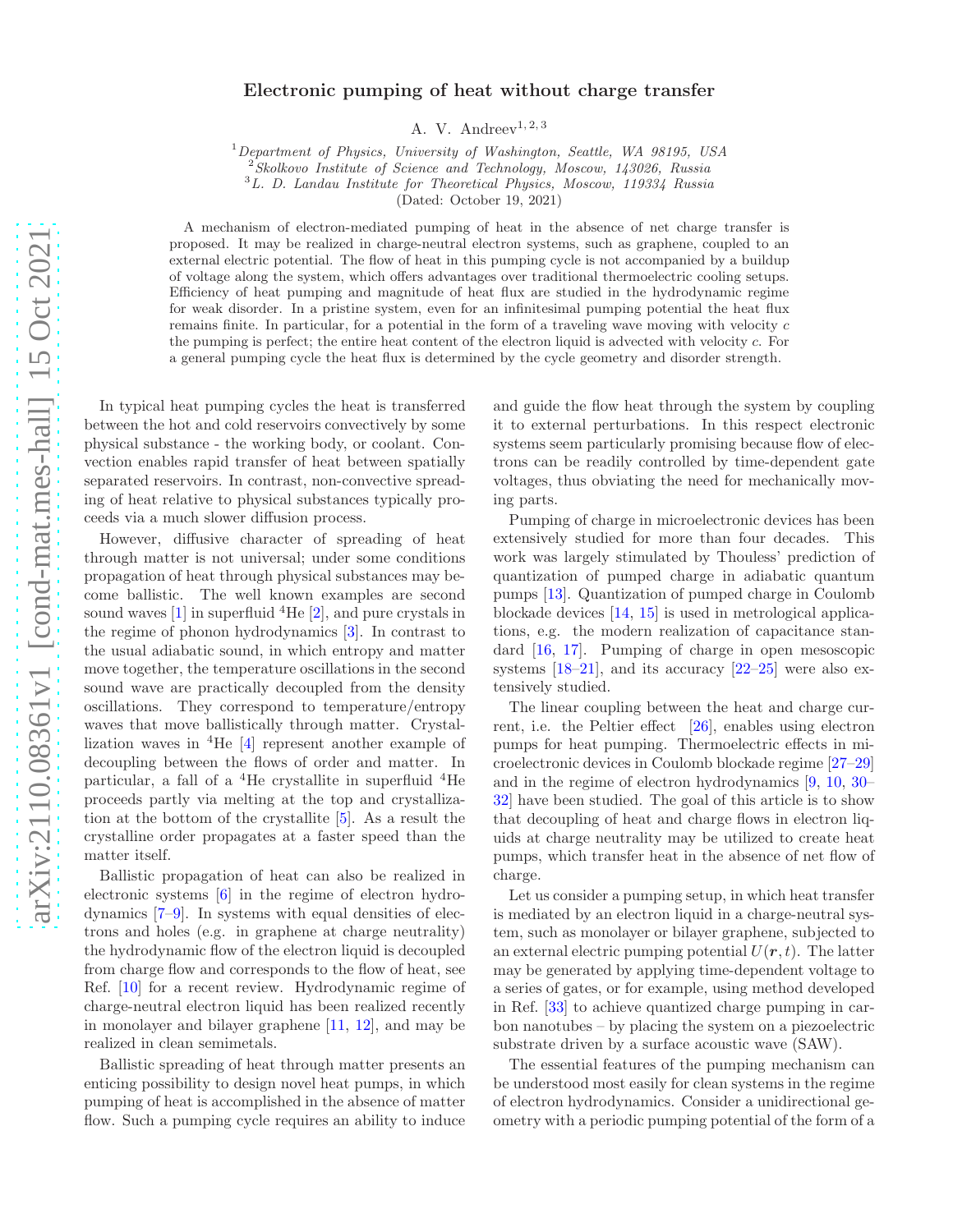# Electronic pumping of heat without charge transfer

A. V. Andreev[1, 2, 3]

[1] *Department of Physics, University of Washington, Seattle, WA 98195, USA*
[2] *Skolkovo Institute of Science and Technology, Moscow, 143026, Russia*
[3] *L. D. Landau Institute for Theoretical Physics, Moscow, 119334 Russia*
(Dated: October 19, 2021)

A mechanism of electron-mediated pumping of heat in the absence of net charge transfer is proposed. It may be realized in charge-neutral electron systems, such as graphene, coupled to an external electric potential. The flow of heat in this pumping cycle is not accompanied by a buildup of voltage along the system, which offers advantages over traditional thermoelectric cooling setups. Efficiency of heat pumping and magnitude of heat flux are studied in the hydrodynamic regime for weak disorder. In a pristine system, even for an infinitesimal pumping potential the heat flux remains finite. In particular, for a potential in the form of a traveling wave moving with velocity $c$ the pumping is perfect; the entire heat content of the electron liquid is advected with velocity $c$. For a general pumping cycle the heat flux is determined by the cycle geometry and disorder strength.

In typical heat pumping cycles the heat is transferred between the hot and cold reservoirs convectively by some physical substance - the working body, or coolant. Convection enables rapid transfer of heat between spatially separated reservoirs. In contrast, non-convective spreading of heat relative to physical substances typically proceeds via a much slower diffusion process.

However, diffusive character of spreading of heat through matter is not universal; under some conditions propagation of heat through physical substances may become ballistic. The well known examples are second sound waves [1] in superfluid $^4$He [2], and pure crystals in the regime of phonon hydrodynamics [3]. In contrast to the usual adiabatic sound, in which entropy and matter move together, the temperature oscillations in the second sound wave are practically decoupled from the density oscillations. They correspond to temperature/entropy waves that move ballistically through matter. Crystallization waves in $^4$He [4] represent another example of decoupling between the flows of order and matter. In particular, a fall of a $^4$He crystallite in superfluid $^4$He proceeds partly via melting at the top and crystallization at the bottom of the crystallite [5]. As a result the crystalline order propagates at a faster speed than the matter itself.

Ballistic propagation of heat can also be realized in electronic systems [6] in the regime of electron hydrodynamics [7–9]. In systems with equal densities of electrons and holes (e.g. in graphene at charge neutrality) the hydrodynamic flow of the electron liquid is decoupled from charge flow and corresponds to the flow of heat, see Ref. [10] for a recent review. Hydrodynamic regime of charge-neutral electron liquid has been realized recently in monolayer and bilayer graphene [11, 12], and may be realized in clean semimetals.

Ballistic spreading of heat through matter presents an enticing possibility to design novel heat pumps, in which pumping of heat is accomplished in the absence of matter flow. Such a pumping cycle requires an ability to induce and guide the flow heat through the system by coupling it to external perturbations. In this respect electronic systems seem particularly promising because flow of electrons can be readily controlled by time-dependent gate voltages, thus obviating the need for mechanically moving parts.

Pumping of charge in microelectronic devices has been extensively studied for more than four decades. This work was largely stimulated by Thouless' prediction of quantization of pumped charge in adiabatic quantum pumps [13]. Quantization of pumped charge in Coulomb blockade devices [14, 15] is used in metrological applications, e.g. the modern realization of capacitance standard [16, 17]. Pumping of charge in open mesoscopic systems [18–21], and its accuracy [22–25] were also extensively studied.

The linear coupling between the heat and charge current, i.e. the Peltier effect [26], enables using electron pumps for heat pumping. Thermoelectric effects in microelectronic devices in Coulomb blockade regime [27–29] and in the regime of electron hydrodynamics [9, 10, 30–32] have been studied. The goal of this article is to show that decoupling of heat and charge flows in electron liquids at charge neutrality may be utilized to create heat pumps, which transfer heat in the absence of net flow of charge.

Let us consider a pumping setup, in which heat transfer is mediated by an electron liquid in a charge-neutral system, such as monolayer or bilayer graphene, subjected to an external electric pumping potential $U(\boldsymbol{r}, t)$. The latter may be generated by applying time-dependent voltage to a series of gates, or for example, using method developed in Ref. [33] to achieve quantized charge pumping in carbon nanotubes – by placing the system on a piezoelectric substrate driven by a surface acoustic wave (SAW).

The essential features of the pumping mechanism can be understood most easily for clean systems in the regime of electron hydrodynamics. Consider a unidirectional geometry with a periodic pumping potential of the form of a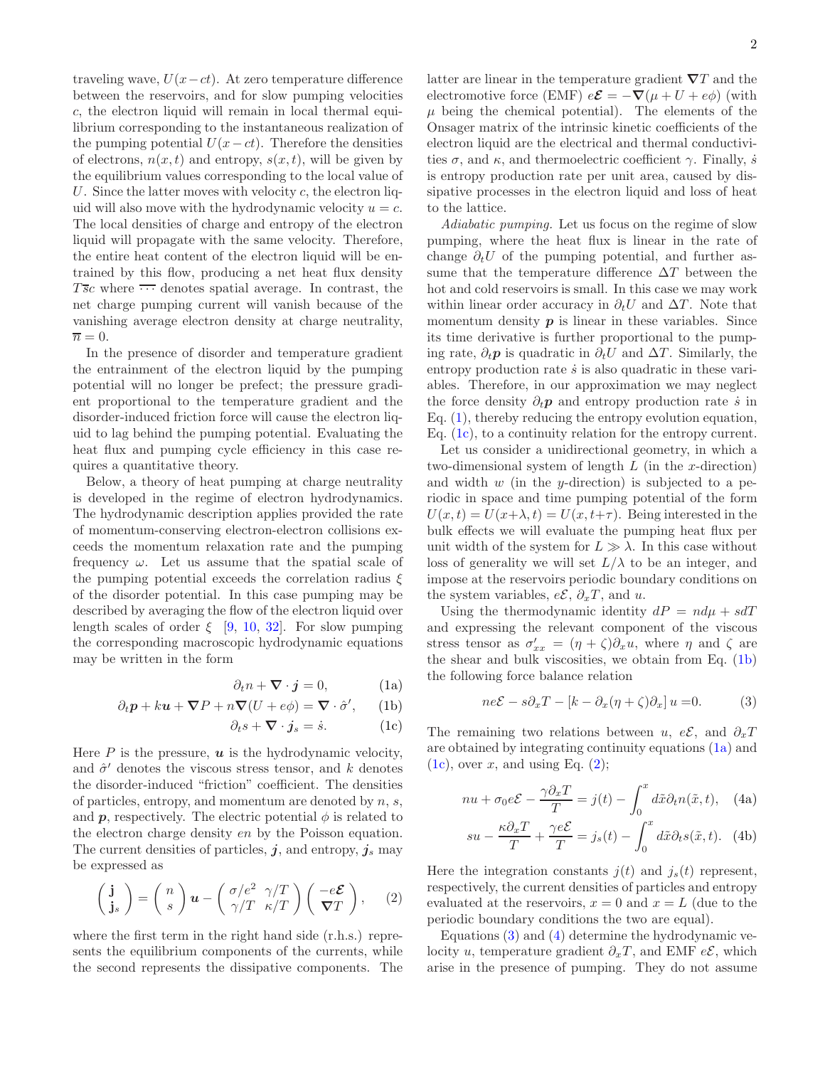traveling wave, $U(x-ct)$. At zero temperature difference between the reservoirs, and for slow pumping velocities $c$, the electron liquid will remain in local thermal equilibrium corresponding to the instantaneous realization of the pumping potential $U(x-ct)$. Therefore the densities of electrons, $n(x,t)$ and entropy, $s(x,t)$, will be given by the equilibrium values corresponding to the local value of $U$. Since the latter moves with velocity $c$, the electron liquid will also move with the hydrodynamic velocity $u=c$. The local densities of charge and entropy of the electron liquid will propagate with the same velocity. Therefore, the entire heat content of the electron liquid will be entrained by this flow, producing a net heat flux density $T\overline{s}c$ where $\overline{\cdots}$ denotes spatial average. In contrast, the net charge pumping current will vanish because of the vanishing average electron density at charge neutrality, $\overline{n}=0$.

In the presence of disorder and temperature gradient the entrainment of the electron liquid by the pumping potential will no longer be prefect; the pressure gradient proportional to the temperature gradient and the disorder-induced friction force will cause the electron liquid to lag behind the pumping potential. Evaluating the heat flux and pumping cycle efficiency in this case requires a quantitative theory.

Below, a theory of heat pumping at charge neutrality is developed in the regime of electron hydrodynamics. The hydrodynamic description applies provided the rate of momentum-conserving electron-electron collisions exceeds the momentum relaxation rate and the pumping frequency $\omega$. Let us assume that the spatial scale of the pumping potential exceeds the correlation radius $\xi$ of the disorder potential. In this case pumping may be described by averaging the flow of the electron liquid over length scales of order $\xi$ [9, 10, 32]. For slow pumping the corresponding macroscopic hydrodynamic equations may be written in the form

$$\partial_t n + \boldsymbol{\nabla}\cdot\boldsymbol{j} = 0, \tag{1a}$$

$$\partial_t \boldsymbol{p} + k\boldsymbol{u} + \boldsymbol{\nabla}P + n\boldsymbol{\nabla}(U+e\phi) = \boldsymbol{\nabla}\cdot\hat{\sigma}', \tag{1b}$$

$$\partial_t s + \boldsymbol{\nabla}\cdot\boldsymbol{j}_s = \dot{s}. \tag{1c}$$

Here $P$ is the pressure, $\boldsymbol{u}$ is the hydrodynamic velocity, and $\hat{\sigma}'$ denotes the viscous stress tensor, and $k$ denotes the disorder-induced "friction" coefficient. The densities of particles, entropy, and momentum are denoted by $n$, $s$, and $\boldsymbol{p}$, respectively. The electric potential $\phi$ is related to the electron charge density $en$ by the Poisson equation. The current densities of particles, $\boldsymbol{j}$, and entropy, $\boldsymbol{j}_s$ may be expressed as

$$\begin{pmatrix} \mathbf{j} \\ \mathbf{j}_s \end{pmatrix} = \begin{pmatrix} n \\ s \end{pmatrix}\boldsymbol{u} - \begin{pmatrix} \sigma/e^2 & \gamma/T \\ \gamma/T & \kappa/T \end{pmatrix}\begin{pmatrix} -e\boldsymbol{\mathcal{E}} \\ \boldsymbol{\nabla}T \end{pmatrix}, \tag{2}$$

where the first term in the right hand side (r.h.s.) represents the equilibrium components of the currents, while the second represents the dissipative components. The latter are linear in the temperature gradient $\boldsymbol{\nabla}T$ and the electromotive force (EMF) $e\boldsymbol{\mathcal{E}} = -\boldsymbol{\nabla}(\mu+U+e\phi)$ (with $\mu$ being the chemical potential). The elements of the Onsager matrix of the intrinsic kinetic coefficients of the electron liquid are the electrical and thermal conductivities $\sigma$, and $\kappa$, and thermoelectric coefficient $\gamma$. Finally, $\dot{s}$ is entropy production rate per unit area, caused by dissipative processes in the electron liquid and loss of heat to the lattice.

*Adiabatic pumping.* Let us focus on the regime of slow pumping, where the heat flux is linear in the rate of change $\partial_t U$ of the pumping potential, and further assume that the temperature difference $\Delta T$ between the hot and cold reservoirs is small. In this case we may work within linear order accuracy in $\partial_t U$ and $\Delta T$. Note that momentum density $\boldsymbol{p}$ is linear in these variables. Since its time derivative is further proportional to the pumping rate, $\partial_t\boldsymbol{p}$ is quadratic in $\partial_t U$ and $\Delta T$. Similarly, the entropy production rate $\dot{s}$ is also quadratic in these variables. Therefore, in our approximation we may neglect the force density $\partial_t\boldsymbol{p}$ and entropy production rate $\dot{s}$ in Eq. (1), thereby reducing the entropy evolution equation, Eq. (1c), to a continuity relation for the entropy current.

Let us consider a unidirectional geometry, in which a two-dimensional system of length $L$ (in the $x$-direction) and width $w$ (in the $y$-direction) is subjected to a periodic in space and time pumping potential of the form $U(x,t) = U(x+\lambda,t) = U(x,t+\tau)$. Being interested in the bulk effects we will evaluate the pumping heat flux per unit width of the system for $L \gg \lambda$. In this case without loss of generality we will set $L/\lambda$ to be an integer, and impose at the reservoirs periodic boundary conditions on the system variables, $e\mathcal{E}$, $\partial_x T$, and $u$.

Using the thermodynamic identity $dP = nd\mu + sdT$ and expressing the relevant component of the viscous stress tensor as $\sigma'_{xx} = (\eta+\zeta)\partial_x u$, where $\eta$ and $\zeta$ are the shear and bulk viscosities, we obtain from Eq. (1b) the following force balance relation

$$ne\mathcal{E} - s\partial_x T - \left[k - \partial_x(\eta+\zeta)\partial_x\right]u = 0. \tag{3}$$

The remaining two relations between $u$, $e\mathcal{E}$, and $\partial_x T$ are obtained by integrating continuity equations (1a) and (1c), over $x$, and using Eq. (2);

$$nu + \sigma_0 e\mathcal{E} - \frac{\gamma\partial_x T}{T} = j(t) - \int_0^x d\tilde{x}\,\partial_t n(\tilde{x},t), \tag{4a}$$

$$su - \frac{\kappa\partial_x T}{T} + \frac{\gamma e\mathcal{E}}{T} = j_s(t) - \int_0^x d\tilde{x}\,\partial_t s(\tilde{x},t). \tag{4b}$$

Here the integration constants $j(t)$ and $j_s(t)$ represent, respectively, the current densities of particles and entropy evaluated at the reservoirs, $x=0$ and $x=L$ (due to the periodic boundary conditions the two are equal).

Equations (3) and (4) determine the hydrodynamic velocity $u$, temperature gradient $\partial_x T$, and EMF $e\mathcal{E}$, which arise in the presence of pumping. They do not assume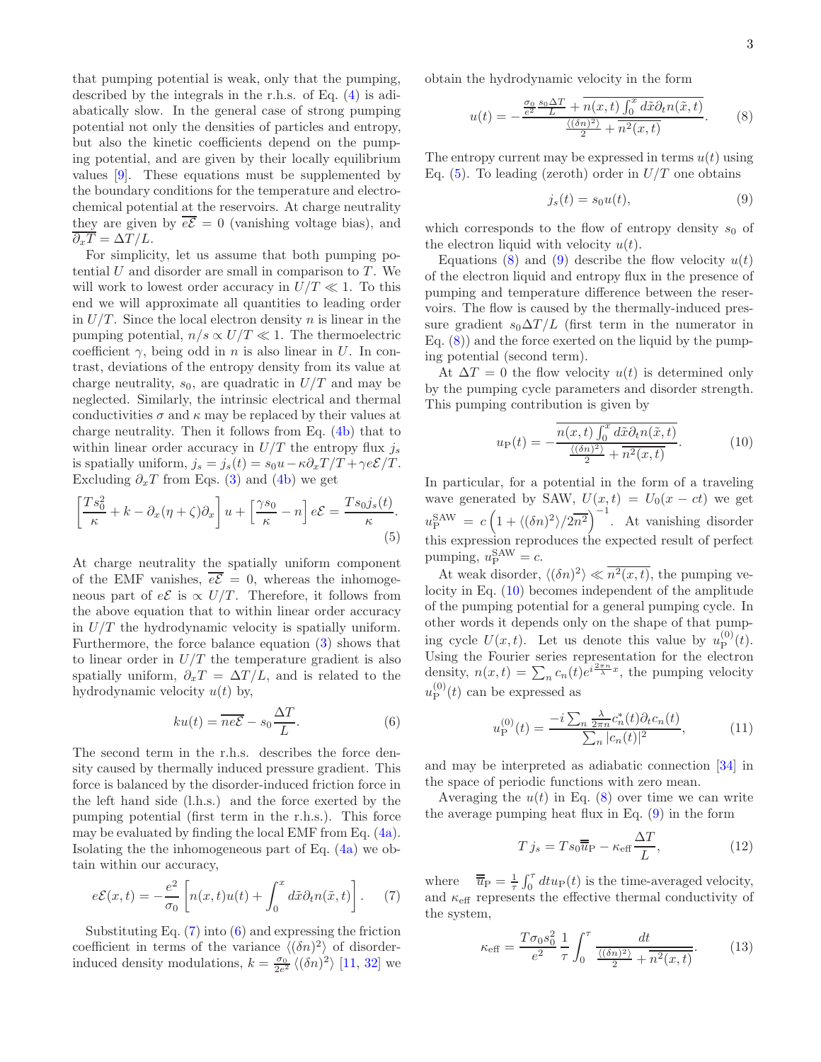that pumping potential is weak, only that the pumping, described by the integrals in the r.h.s. of Eq. (4) is adiabatically slow. In the general case of strong pumping potential not only the densities of particles and entropy, but also the kinetic coefficients depend on the pumping potential, and are given by their locally equilibrium values [9]. These equations must be supplemented by the boundary conditions for the temperature and electrochemical potential at the reservoirs. At charge neutrality they are given by $\overline{e\mathcal{E}} = 0$ (vanishing voltage bias), and $\overline{\partial_x T} = \Delta T/L$.

For simplicity, let us assume that both pumping potential $U$ and disorder are small in comparison to $T$. We will work to lowest order accuracy in $U/T \ll 1$. To this end we will approximate all quantities to leading order in $U/T$. Since the local electron density $n$ is linear in the pumping potential, $n/s \propto U/T \ll 1$. The thermoelectric coefficient $\gamma$, being odd in $n$ is also linear in $U$. In contrast, deviations of the entropy density from its value at charge neutrality, $s_0$, are quadratic in $U/T$ and may be neglected. Similarly, the intrinsic electrical and thermal conductivities $\sigma$ and $\kappa$ may be replaced by their values at charge neutrality. Then it follows from Eq. (4b) that to within linear order accuracy in $U/T$ the entropy flux $j_s$ is spatially uniform, $j_s = j_s(t) = s_0 u - \kappa \partial_x T/T + \gamma e\mathcal{E}/T$. Excluding $\partial_x T$ from Eqs. (3) and (4b) we get

$$\left[\frac{Ts_0^2}{\kappa} + k - \partial_x(\eta+\zeta)\partial_x\right] u + \left[\frac{\gamma s_0}{\kappa} - n\right] e\mathcal{E} = \frac{Ts_0 j_s(t)}{\kappa}. \tag{5}$$

At charge neutrality the spatially uniform component of the EMF vanishes, $\overline{e\mathcal{E}} = 0$, whereas the inhomogeneous part of $e\mathcal{E}$ is $\propto U/T$. Therefore, it follows from the above equation that to within linear order accuracy in $U/T$ the hydrodynamic velocity is spatially uniform. Furthermore, the force balance equation (3) shows that to linear order in $U/T$ the temperature gradient is also spatially uniform, $\partial_x T = \Delta T/L$, and is related to the hydrodynamic velocity $u(t)$ by,

$$ku(t) = \overline{ne\mathcal{E}} - s_0 \frac{\Delta T}{L}. \tag{6}$$

The second term in the r.h.s. describes the force density caused by thermally induced pressure gradient. This force is balanced by the disorder-induced friction force in the left hand side (l.h.s.) and the force exerted by the pumping potential (first term in the r.h.s.). This force may be evaluated by finding the local EMF from Eq. (4a). Isolating the the inhomogeneous part of Eq. (4a) we obtain within our accuracy,

$$e\mathcal{E}(x,t) = -\frac{e^2}{\sigma_0}\left[n(x,t)u(t) + \int_0^x d\tilde{x}\,\partial_t n(\tilde{x},t)\right]. \tag{7}$$

Substituting Eq. (7) into (6) and expressing the friction coefficient in terms of the variance $\langle(\delta n)^2\rangle$ of disorder-induced density modulations, $k = \frac{\sigma_0}{2e^2}\langle(\delta n)^2\rangle$ [11, 32] we obtain the hydrodynamic velocity in the form

$$u(t) = -\frac{\frac{\sigma_0}{e^2}\frac{s_0\Delta T}{L} + \overline{n(x,t)\int_0^x d\tilde{x}\,\partial_t n(\tilde{x},t)}}{\frac{\langle(\delta n)^2\rangle}{2} + \overline{n^2(x,t)}}. \tag{8}$$

The entropy current may be expressed in terms $u(t)$ using Eq. (5). To leading (zeroth) order in $U/T$ one obtains

$$j_s(t) = s_0 u(t), \tag{9}$$

which corresponds to the flow of entropy density $s_0$ of the electron liquid with velocity $u(t)$.

Equations (8) and (9) describe the flow velocity $u(t)$ of the electron liquid and entropy flux in the presence of pumping and temperature difference between the reservoirs. The flow is caused by the thermally-induced pressure gradient $s_0\Delta T/L$ (first term in the numerator in Eq. (8)) and the force exerted on the liquid by the pumping potential (second term).

At $\Delta T = 0$ the flow velocity $u(t)$ is determined only by the pumping cycle parameters and disorder strength. This pumping contribution is given by

$$u_{\rm P}(t) = -\frac{\overline{n(x,t)\int_0^x d\tilde{x}\,\partial_t n(\tilde{x},t)}}{\frac{\langle(\delta n)^2\rangle}{2} + \overline{n^2(x,t)}}. \tag{10}$$

In particular, for a potential in the form of a traveling wave generated by SAW, $U(x,t) = U_0(x-ct)$ we get $u_{\rm P}^{\rm SAW} = c\left(1 + \langle(\delta n)^2\rangle/2\overline{n^2}\right)^{-1}$. At vanishing disorder this expression reproduces the expected result of perfect pumping, $u_{\rm P}^{\rm SAW} = c$.

At weak disorder, $\langle(\delta n)^2\rangle \ll \overline{n^2(x,t)}$, the pumping velocity in Eq. (10) becomes independent of the amplitude of the pumping potential for a general pumping cycle. In other words it depends only on the shape of that pumping cycle $U(x,t)$. Let us denote this value by $u_{\rm P}^{(0)}(t)$. Using the Fourier series representation for the electron density, $n(x,t) = \sum_n c_n(t)e^{i\frac{2\pi n}{\lambda}x}$, the pumping velocity $u_{\rm P}^{(0)}(t)$ can be expressed as

$$u_{\rm P}^{(0)}(t) = \frac{-i\sum_n \frac{\lambda}{2\pi n}c_n^*(t)\partial_t c_n(t)}{\sum_n |c_n(t)|^2}, \tag{11}$$

and may be interpreted as adiabatic connection [34] in the space of periodic functions with zero mean.

Averaging the $u(t)$ in Eq. (8) over time we can write the average pumping heat flux in Eq. (9) in the form

$$T\,j_s = Ts_0\overline{\overline{u}}_{\rm P} - \kappa_{\rm eff}\frac{\Delta T}{L}, \tag{12}$$

where $\overline{\overline{u}}_{\rm P} = \frac{1}{\tau}\int_0^\tau dt\,u_{\rm P}(t)$ is the time-averaged velocity, and $\kappa_{\rm eff}$ represents the effective thermal conductivity of the system,

$$\kappa_{\rm eff} = \frac{T\sigma_0 s_0^2}{e^2}\frac{1}{\tau}\int_0^\tau \frac{dt}{\frac{\langle(\delta n)^2\rangle}{2} + \overline{n^2(x,t)}}. \tag{13}$$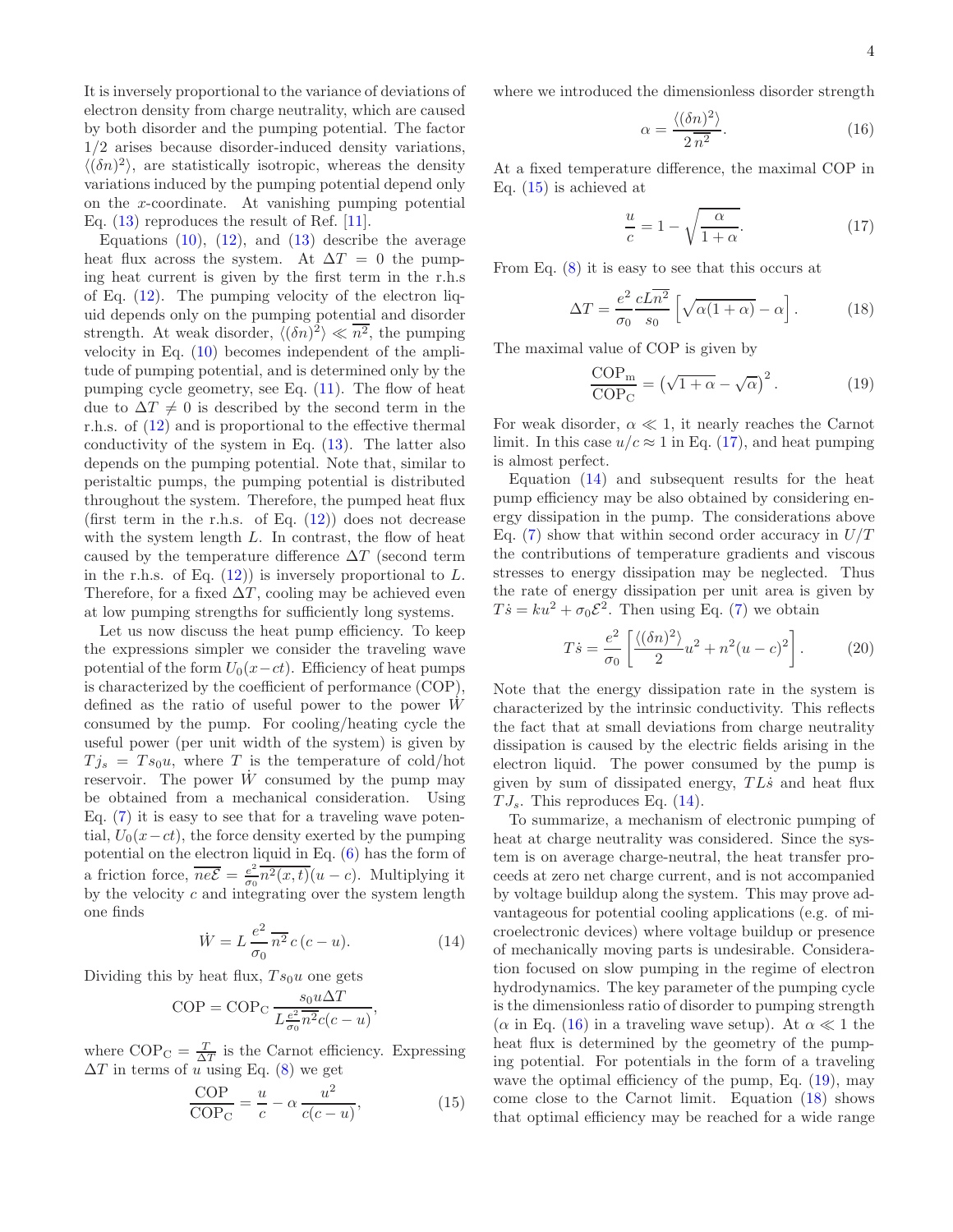It is inversely proportional to the variance of deviations of electron density from charge neutrality, which are caused by both disorder and the pumping potential. The factor 1/2 arises because disorder-induced density variations, $\langle(\delta n)^2\rangle$, are statistically isotropic, whereas the density variations induced by the pumping potential depend only on the $x$-coordinate. At vanishing pumping potential Eq. (13) reproduces the result of Ref. [11].

Equations (10), (12), and (13) describe the average heat flux across the system. At $\Delta T = 0$ the pumping heat current is given by the first term in the r.h.s of Eq. (12). The pumping velocity of the electron liquid depends only on the pumping potential and disorder strength. At weak disorder, $\langle(\delta n)^2\rangle \ll \overline{n^2}$, the pumping velocity in Eq. (10) becomes independent of the amplitude of pumping potential, and is determined only by the pumping cycle geometry, see Eq. (11). The flow of heat due to $\Delta T \neq 0$ is described by the second term in the r.h.s. of (12) and is proportional to the effective thermal conductivity of the system in Eq. (13). The latter also depends on the pumping potential. Note that, similar to peristaltic pumps, the pumping potential is distributed throughout the system. Therefore, the pumped heat flux (first term in the r.h.s. of Eq. (12)) does not decrease with the system length $L$. In contrast, the flow of heat caused by the temperature difference $\Delta T$ (second term in the r.h.s. of Eq. (12)) is inversely proportional to $L$. Therefore, for a fixed $\Delta T$, cooling may be achieved even at low pumping strengths for sufficiently long systems.

Let us now discuss the heat pump efficiency. To keep the expressions simpler we consider the traveling wave potential of the form $U_0(x - ct)$. Efficiency of heat pumps is characterized by the coefficient of performance (COP), defined as the ratio of useful power to the power $\dot{W}$ consumed by the pump. For cooling/heating cycle the useful power (per unit width of the system) is given by $Tj_s = Ts_0 u$, where $T$ is the temperature of cold/hot reservoir. The power $\dot{W}$ consumed by the pump may be obtained from a mechanical consideration. Using Eq. (7) it is easy to see that for a traveling wave potential, $U_0(x - ct)$, the force density exerted by the pumping potential on the electron liquid in Eq. (6) has the form of a friction force, $\overline{ne\mathcal{E}} = \frac{e^2}{\sigma_0}\overline{n^2(x,t)}(u - c)$. Multiplying it by the velocity $c$ and integrating over the system length one finds

$$\dot{W} = L\,\frac{e^2}{\sigma_0}\,\overline{n^2}\,c\,(c - u). \tag{14}$$

Dividing this by heat flux, $Ts_0 u$ one gets

$$\mathrm{COP} = \mathrm{COP_C}\,\frac{s_0 u \Delta T}{L\frac{e^2}{\sigma_0}\overline{n^2}c(c - u)},$$

where $\mathrm{COP_C} = \frac{T}{\Delta T}$ is the Carnot efficiency. Expressing $\Delta T$ in terms of $u$ using Eq. (8) we get

$$\frac{\mathrm{COP}}{\mathrm{COP_C}} = \frac{u}{c} - \alpha\,\frac{u^2}{c(c - u)}, \tag{15}$$

where we introduced the dimensionless disorder strength

$$\alpha = \frac{\langle(\delta n)^2\rangle}{2\,\overline{n^2}}. \tag{16}$$

At a fixed temperature difference, the maximal COP in Eq. (15) is achieved at

$$\frac{u}{c} = 1 - \sqrt{\frac{\alpha}{1 + \alpha}}. \tag{17}$$

From Eq. (8) it is easy to see that this occurs at

$$\Delta T = \frac{e^2}{\sigma_0}\frac{cL\overline{n^2}}{s_0}\left[\sqrt{\alpha(1+\alpha)} - \alpha\right]. \tag{18}$$

The maximal value of COP is given by

$$\frac{\mathrm{COP_m}}{\mathrm{COP_C}} = \left(\sqrt{1+\alpha} - \sqrt{\alpha}\right)^2. \tag{19}$$

For weak disorder, $\alpha \ll 1$, it nearly reaches the Carnot limit. In this case $u/c \approx 1$ in Eq. (17), and heat pumping is almost perfect.

Equation (14) and subsequent results for the heat pump efficiency may be also obtained by considering energy dissipation in the pump. The considerations above Eq. (7) show that within second order accuracy in $U/T$ the contributions of temperature gradients and viscous stresses to energy dissipation may be neglected. Thus the rate of energy dissipation per unit area is given by $T\dot{s} = ku^2 + \sigma_0\mathcal{E}^2$. Then using Eq. (7) we obtain

$$T\dot{s} = \frac{e^2}{\sigma_0}\left[\frac{\langle(\delta n)^2\rangle}{2}u^2 + n^2(u - c)^2\right]. \tag{20}$$

Note that the energy dissipation rate in the system is characterized by the intrinsic conductivity. This reflects the fact that at small deviations from charge neutrality dissipation is caused by the electric fields arising in the electron liquid. The power consumed by the pump is given by sum of dissipated energy, $TL\dot{s}$ and heat flux $TJ_s$. This reproduces Eq. (14).

To summarize, a mechanism of electronic pumping of heat at charge neutrality was considered. Since the system is on average charge-neutral, the heat transfer proceeds at zero net charge current, and is not accompanied by voltage buildup along the system. This may prove advantageous for potential cooling applications (e.g. of microelectronic devices) where voltage buildup or presence of mechanically moving parts is undesirable. Consideration focused on slow pumping in the regime of electron hydrodynamics. The key parameter of the pumping cycle is the dimensionless ratio of disorder to pumping strength ($\alpha$ in Eq. (16) in a traveling wave setup). At $\alpha \ll 1$ the heat flux is determined by the geometry of the pumping potential. For potentials in the form of a traveling wave the optimal efficiency of the pump, Eq. (19), may come close to the Carnot limit. Equation (18) shows that optimal efficiency may be reached for a wide range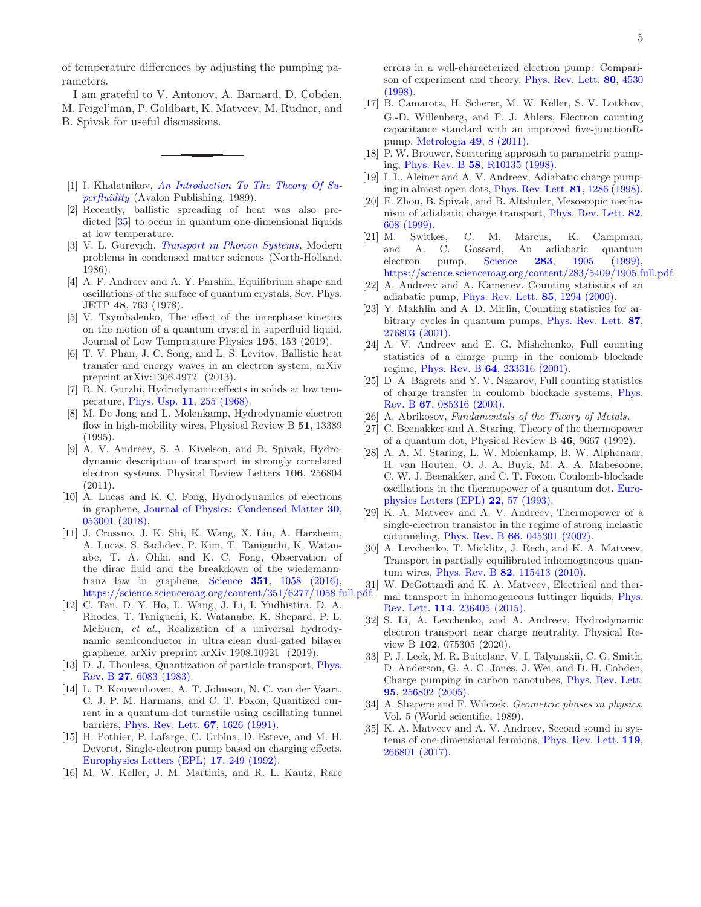of temperature differences by adjusting the pumping parameters.

I am grateful to V. Antonov, A. Barnard, D. Cobden, M. Feigel'man, P. Goldbart, K. Matveev, M. Rudner, and B. Spivak for useful discussions.

---

[1] I. Khalatnikov, *An Introduction To The Theory Of Superfluidity* (Avalon Publishing, 1989).

[2] Recently, ballistic spreading of heat was also predicted [35] to occur in quantum one-dimensional liquids at low temperature.

[3] V. L. Gurevich, *Transport in Phonon Systems*, Modern problems in condensed matter sciences (North-Holland, 1986).

[4] A. F. Andreev and A. Y. Parshin, Equilibrium shape and oscillations of the surface of quantum crystals, Sov. Phys. JETP **48**, 763 (1978).

[5] V. Tsymbalenko, The effect of the interphase kinetics on the motion of a quantum crystal in superfluid liquid, Journal of Low Temperature Physics **195**, 153 (2019).

[6] T. V. Phan, J. C. Song, and L. S. Levitov, Ballistic heat transfer and energy waves in an electron system, arXiv preprint arXiv:1306.4972 (2013).

[7] R. N. Gurzhi, Hydrodynamic effects in solids at low temperature, Phys. Usp. **11**, 255 (1968).

[8] M. De Jong and L. Molenkamp, Hydrodynamic electron flow in high-mobility wires, Physical Review B **51**, 13389 (1995).

[9] A. V. Andreev, S. A. Kivelson, and B. Spivak, Hydrodynamic description of transport in strongly correlated electron systems, Physical Review Letters **106**, 256804 (2011).

[10] A. Lucas and K. C. Fong, Hydrodynamics of electrons in graphene, Journal of Physics: Condensed Matter **30**, 053001 (2018).

[11] J. Crossno, J. K. Shi, K. Wang, X. Liu, A. Harzheim, A. Lucas, S. Sachdev, P. Kim, T. Taniguchi, K. Watanabe, T. A. Ohki, and K. C. Fong, Observation of the dirac fluid and the breakdown of the wiedemann-franz law in graphene, Science **351**, 1058 (2016), https://science.sciencemag.org/content/351/6277/1058.full.pdf.

[12] C. Tan, D. Y. Ho, L. Wang, J. Li, I. Yudhistira, D. A. Rhodes, T. Taniguchi, K. Watanabe, K. Shepard, P. L. McEuen, *et al.*, Realization of a universal hydrodynamic semiconductor in ultra-clean dual-gated bilayer graphene, arXiv preprint arXiv:1908.10921 (2019).

[13] D. J. Thouless, Quantization of particle transport, Phys. Rev. B **27**, 6083 (1983).

[14] L. P. Kouwenhoven, A. T. Johnson, N. C. van der Vaart, C. J. P. M. Harmans, and C. T. Foxon, Quantized current in a quantum-dot turnstile using oscillating tunnel barriers, Phys. Rev. Lett. **67**, 1626 (1991).

[15] H. Pothier, P. Lafarge, C. Urbina, D. Esteve, and M. H. Devoret, Single-electron pump based on charging effects, Europhysics Letters (EPL) **17**, 249 (1992).

[16] M. W. Keller, J. M. Martinis, and R. L. Kautz, Rare errors in a well-characterized electron pump: Comparison of experiment and theory, Phys. Rev. Lett. **80**, 4530 (1998).

[17] B. Camarota, H. Scherer, M. W. Keller, S. V. Lotkhov, G.-D. Willenberg, and F. J. Ahlers, Electron counting capacitance standard with an improved five-junctionR-pump, Metrologia **49**, 8 (2011).

[18] P. W. Brouwer, Scattering approach to parametric pumping, Phys. Rev. B **58**, R10135 (1998).

[19] I. L. Aleiner and A. V. Andreev, Adiabatic charge pumping in almost open dots, Phys. Rev. Lett. **81**, 1286 (1998).

[20] F. Zhou, B. Spivak, and B. Altshuler, Mesoscopic mechanism of adiabatic charge transport, Phys. Rev. Lett. **82**, 608 (1999).

[21] M. Switkes, C. M. Marcus, K. Campman, and A. C. Gossard, An adiabatic quantum electron pump, Science **283**, 1905 (1999), https://science.sciencemag.org/content/283/5409/1905.full.pdf.

[22] A. Andreev and A. Kamenev, Counting statistics of an adiabatic pump, Phys. Rev. Lett. **85**, 1294 (2000).

[23] Y. Makhlin and A. D. Mirlin, Counting statistics for arbitrary cycles in quantum pumps, Phys. Rev. Lett. **87**, 276803 (2001).

[24] A. V. Andreev and E. G. Mishchenko, Full counting statistics of a charge pump in the coulomb blockade regime, Phys. Rev. B **64**, 233316 (2001).

[25] D. A. Bagrets and Y. V. Nazarov, Full counting statistics of charge transfer in coulomb blockade systems, Phys. Rev. B **67**, 085316 (2003).

[26] A. Abrikosov, *Fundamentals of the Theory of Metals*.

[27] C. Beenakker and A. Staring, Theory of the thermopower of a quantum dot, Physical Review B **46**, 9667 (1992).

[28] A. A. M. Staring, L. W. Molenkamp, B. W. Alphenaar, H. van Houten, O. J. A. Buyk, M. A. A. Mabesoone, C. W. J. Beenakker, and C. T. Foxon, Coulomb-blockade oscillations in the thermopower of a quantum dot, Europhysics Letters (EPL) **22**, 57 (1993).

[29] K. A. Matveev and A. V. Andreev, Thermopower of a single-electron transistor in the regime of strong inelastic cotunneling, Phys. Rev. B **66**, 045301 (2002).

[30] A. Levchenko, T. Micklitz, J. Rech, and K. A. Matveev, Transport in partially equilibrated inhomogeneous quantum wires, Phys. Rev. B **82**, 115413 (2010).

[31] W. DeGottardi and K. A. Matveev, Electrical and thermal transport in inhomogeneous luttinger liquids, Phys. Rev. Lett. **114**, 236405 (2015).

[32] S. Li, A. Levchenko, and A. Andreev, Hydrodynamic electron transport near charge neutrality, Physical Review B **102**, 075305 (2020).

[33] P. J. Leek, M. R. Buitelaar, V. I. Talyanskii, C. G. Smith, D. Anderson, G. A. C. Jones, J. Wei, and D. H. Cobden, Charge pumping in carbon nanotubes, Phys. Rev. Lett. **95**, 256802 (2005).

[34] A. Shapere and F. Wilczek, *Geometric phases in physics*, Vol. 5 (World scientific, 1989).

[35] K. A. Matveev and A. V. Andreev, Second sound in systems of one-dimensional fermions, Phys. Rev. Lett. **119**, 266801 (2017).